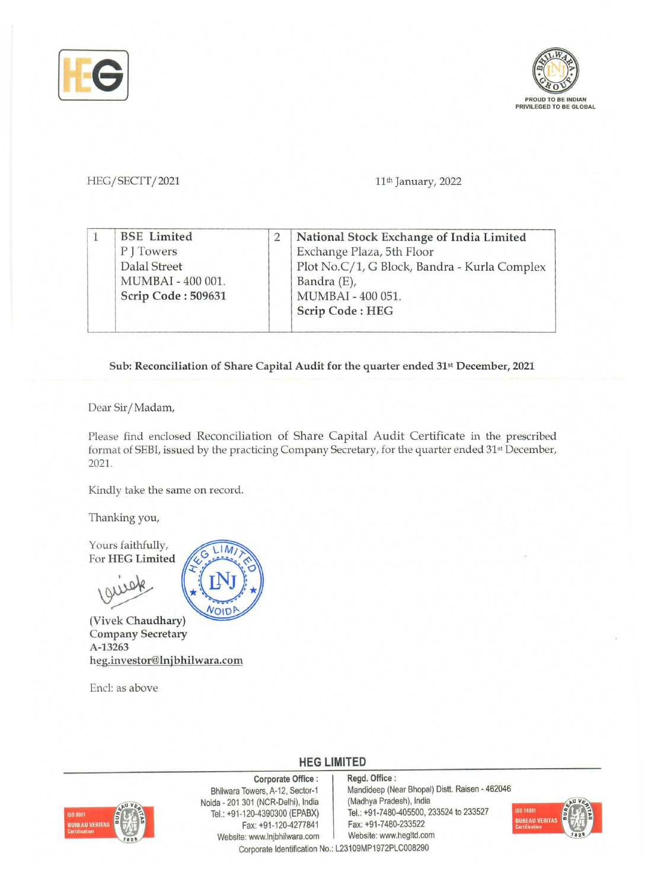HEG/SECTT/2021

11th January, 2022

| 1 | BSE Limited<br>P J Towers<br>Dalal Street<br>MUMBAI - 400 001.<br>**Scrip Code : 509631** | 2 | National Stock Exchange of India Limited<br>Exchange Plaza, 5th Floor<br>Plot No.C/1, G Block, Bandra - Kurla Complex<br>Bandra (E),<br>MUMBAI - 400 051.<br>**Scrip Code : HEG** |
|---|---|---|---|

**Sub: Reconciliation of Share Capital Audit for the quarter ended 31st December, 2021**

Dear Sir/Madam,

Please find enclosed Reconciliation of Share Capital Audit Certificate in the prescribed format of SEBI, issued by the practicing Company Secretary, for the quarter ended 31st December, 2021.

Kindly take the same on record.

Thanking you,

Yours faithfully,
For **HEG Limited**

**(Vivek Chaudhary)**
**Company Secretary**
**A-13263**
heg.investor@lnjbhilwara.com

Encl: as above

**HEG LIMITED**

Corporate Office :
Bhilwara Towers, A-12, Sector-1
Noida - 201 301 (NCR-Delhi), India
Tel.: +91-120-4390300 (EPABX)
Fax: +91-120-4277841
Website: www.lnjbhilwara.com

Regd. Office :
Mandideep (Near Bhopal) Distt. Raisen - 462046
(Madhya Pradesh), India
Tel.: +91-7480-405500, 233524 to 233527
Fax: +91-7480-233522
Website: www.hegltd.com

Corporate Identification No.: L23109MP1972PLC008290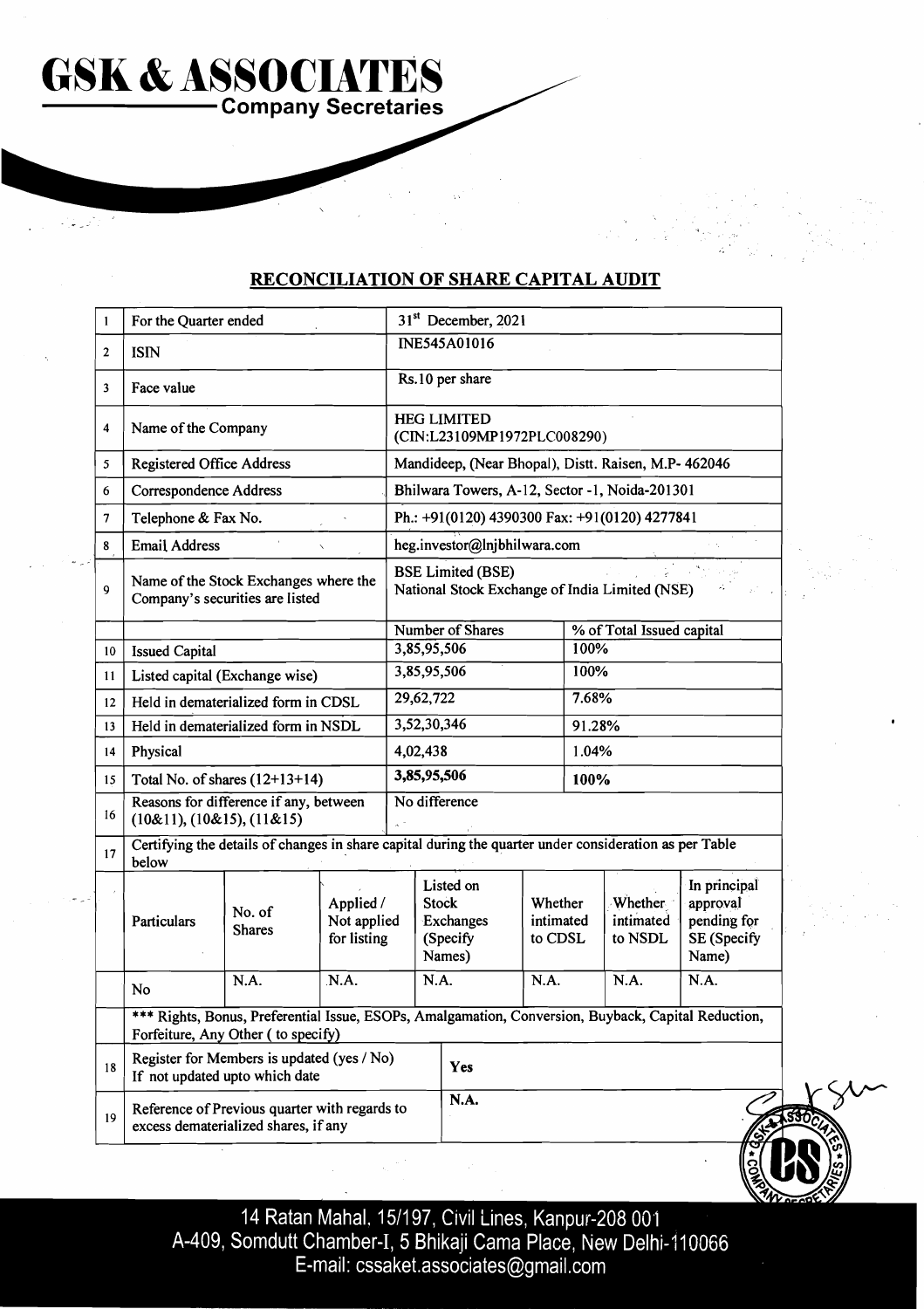# GSK & ASSOCIATES

**Company Secretaries**

## RECONCILIATION OF SHARE CAPITAL AUDIT

| | | | | | | | | |
|---|---|---|---|---|---|---|---|---|
| 1 | For the Quarter ended | | | 31st December, 2021 | | | | |
| 2 | ISIN | | | INE545A01016 | | | | |
| 3 | Face value | | | Rs.10 per share | | | | |
| 4 | Name of the Company | | | HEG LIMITED (CIN:L23109MP1972PLC008290) | | | | |
| 5 | Registered Office Address | | | Mandideep, (Near Bhopal), Distt. Raisen, M.P- 462046 | | | | |
| 6 | Correspondence Address | | | Bhilwara Towers, A-12, Sector -1, Noida-201301 | | | | |
| 7 | Telephone & Fax No. | | | Ph.: +91(0120) 4390300 Fax: +91(0120) 4277841 | | | | |
| 8 | Email Address | | | heg.investor@lnjbhilwara.com | | | | |
| 9 | Name of the Stock Exchanges where the Company's securities are listed | | | BSE Limited (BSE)<br>National Stock Exchange of India Limited (NSE) | | | | |
| | | | | Number of Shares | | % of Total Issued capital | | |
| 10 | Issued Capital | | | 3,85,95,506 | | 100% | | |
| 11 | Listed capital (Exchange wise) | | | 3,85,95,506 | | 100% | | |
| 12 | Held in dematerialized form in CDSL | | | 29,62,722 | | 7.68% | | |
| 13 | Held in dematerialized form in NSDL | | | 3,52,30,346 | | 91.28% | | |
| 14 | Physical | | | 4,02,438 | | 1.04% | | |
| 15 | Total No. of shares (12+13+14) | | | 3,85,95,506 | | 100% | | |
| 16 | Reasons for difference if any, between (10&11), (10&15), (11&15) | | | No difference | | | | |
| 17 | Certifying the details of changes in share capital during the quarter under consideration as per Table below | | | | | | | |
| | Particulars | No. of Shares | Applied / Not applied for listing | Listed on Stock Exchanges (Specify Names) | Whether intimated to CDSL | Whether intimated to NSDL | In principal approval pending for SE (Specify Name) | |
| | No | N.A. | N.A. | N.A. | N.A. | N.A. | N.A. | |
| | *** Rights, Bonus, Preferential Issue, ESOPs, Amalgamation, Conversion, Buyback, Capital Reduction, Forfeiture, Any Other ( to specify) | | | | | | | |
| 18 | Register for Members is updated (yes / No)<br>If not updated upto which date | | | Yes | | | | |
| 19 | Reference of Previous quarter with regards to excess dematerialized shares, if any | | | N.A. | | | | |

14 Ratan Mahal, 15/197, Civil Lines, Kanpur-208 001
A-409, Somdutt Chamber-I, 5 Bhikaji Cama Place, New Delhi-110066
E-mail: cssaket.associates@gmail.com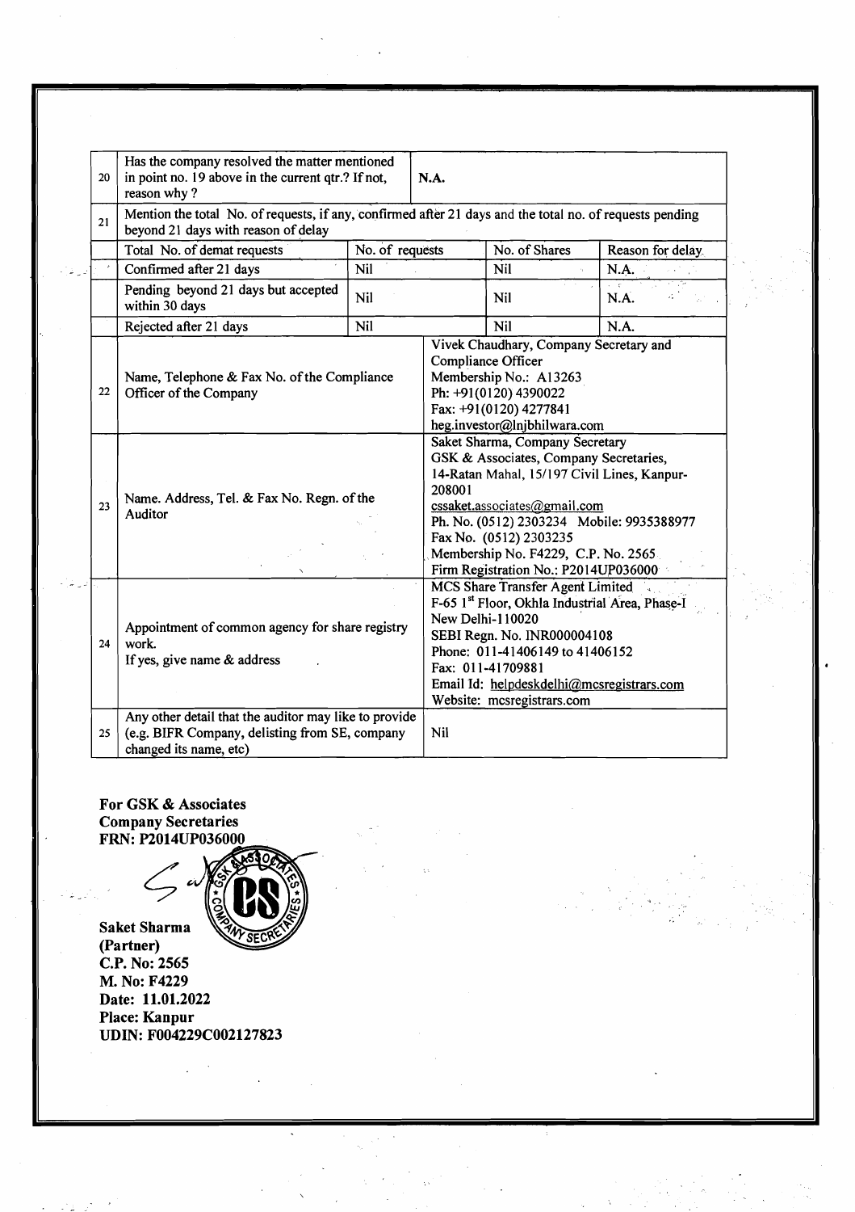| | | | | |
|---|---|---|---|---|
| 20 | Has the company resolved the matter mentioned in point no. 19 above in the current qtr.? If not, reason why ? | **N.A.** | | |
| 21 | Mention the total No. of requests, if any, confirmed after 21 days and the total no. of requests pending beyond 21 days with reason of delay | | | |
| | Total No. of demat requests | No. of requests | No. of Shares | Reason for delay |
| | Confirmed after 21 days | Nil | Nil | N.A. |
| | Pending beyond 21 days but accepted within 30 days | Nil | Nil | N.A. |
| | Rejected after 21 days | Nil | Nil | N.A. |
| 22 | Name, Telephone & Fax No. of the Compliance Officer of the Company | Vivek Chaudhary, Company Secretary and Compliance Officer<br>Membership No.: A13263<br>Ph: +91(0120) 4390022<br>Fax: +91(0120) 4277841<br>heg.investor@lnjbhilwara.com | | |
| 23 | Name. Address, Tel. & Fax No. Regn. of the Auditor | Saket Sharma, Company Secretary<br>GSK & Associates, Company Secretaries,<br>14-Ratan Mahal, 15/197 Civil Lines, Kanpur-208001<br>cssaket.associates@gmail.com<br>Ph. No. (0512) 2303234 Mobile: 9935388977<br>Fax No. (0512) 2303235<br>Membership No. F4229, C.P. No. 2565<br>Firm Registration No.: P2014UP036000 | | |
| 24 | Appointment of common agency for share registry work.<br>If yes, give name & address | MCS Share Transfer Agent Limited<br>F-65 1st Floor, Okhla Industrial Area, Phase-I<br>New Delhi-110020<br>SEBI Regn. No. INR000004108<br>Phone: 011-41406149 to 41406152<br>Fax: 011-41709881<br>Email Id: helpdeskdelhi@mcsregistrars.com<br>Website: mcsregistrars.com | | |
| 25 | Any other detail that the auditor may like to provide (e.g. BIFR Company, delisting from SE, company changed its name, etc) | Nil | | |

**For GSK & Associates**
**Company Secretaries**
**FRN: P2014UP036000**

**Saket Sharma**
**(Partner)**
**C.P. No: 2565**
**M. No: F4229**
**Date: 11.01.2022**
**Place: Kanpur**
**UDIN: F004229C002127823**